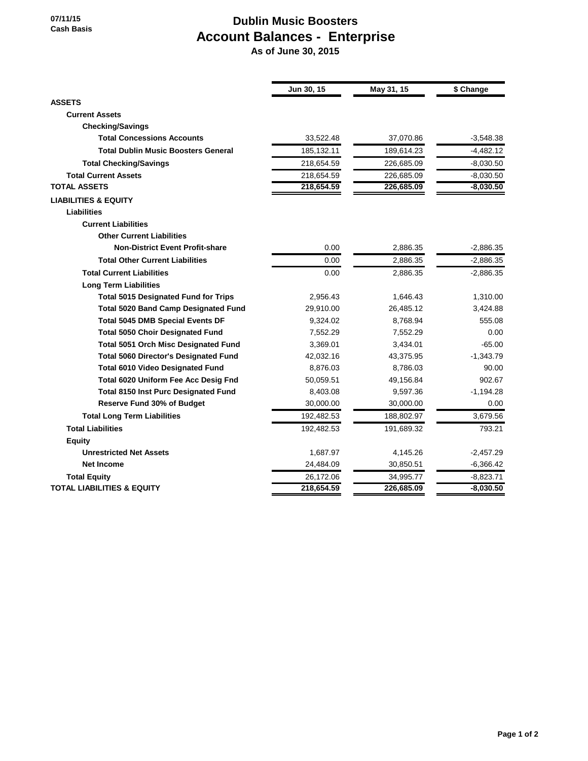07/11/15
Cash Basis

# Dublin Music Boosters
## Account Balances - Enterprise
### As of June 30, 2015

| | Jun 30, 15 | May 31, 15 | $ Change |
|---|---|---|---|
| **ASSETS** | | | |
| **Current Assets** | | | |
| **Checking/Savings** | | | |
| **Total Concessions Accounts** | 33,522.48 | 37,070.86 | -3,548.38 |
| **Total Dublin Music Boosters General** | 185,132.11 | 189,614.23 | -4,482.12 |
| **Total Checking/Savings** | 218,654.59 | 226,685.09 | -8,030.50 |
| **Total Current Assets** | 218,654.59 | 226,685.09 | -8,030.50 |
| **TOTAL ASSETS** | **218,654.59** | **226,685.09** | **-8,030.50** |
| **LIABILITIES & EQUITY** | | | |
| **Liabilities** | | | |
| **Current Liabilities** | | | |
| **Other Current Liabilities** | | | |
| **Non-District Event Profit-share** | 0.00 | 2,886.35 | -2,886.35 |
| **Total Other Current Liabilities** | 0.00 | 2,886.35 | -2,886.35 |
| **Total Current Liabilities** | 0.00 | 2,886.35 | -2,886.35 |
| **Long Term Liabilities** | | | |
| **Total 5015 Designated Fund for Trips** | 2,956.43 | 1,646.43 | 1,310.00 |
| **Total 5020 Band Camp Designated Fund** | 29,910.00 | 26,485.12 | 3,424.88 |
| **Total 5045 DMB Special Events DF** | 9,324.02 | 8,768.94 | 555.08 |
| **Total 5050 Choir Designated Fund** | 7,552.29 | 7,552.29 | 0.00 |
| **Total 5051 Orch Misc Designated Fund** | 3,369.01 | 3,434.01 | -65.00 |
| **Total 5060 Director's Designated Fund** | 42,032.16 | 43,375.95 | -1,343.79 |
| **Total 6010 Video Designated Fund** | 8,876.03 | 8,786.03 | 90.00 |
| **Total 6020 Uniform Fee Acc Desig Fnd** | 50,059.51 | 49,156.84 | 902.67 |
| **Total 8150 Inst Purc Designated Fund** | 8,403.08 | 9,597.36 | -1,194.28 |
| **Reserve Fund 30% of Budget** | 30,000.00 | 30,000.00 | 0.00 |
| **Total Long Term Liabilities** | 192,482.53 | 188,802.97 | 3,679.56 |
| **Total Liabilities** | 192,482.53 | 191,689.32 | 793.21 |
| **Equity** | | | |
| **Unrestricted Net Assets** | 1,687.97 | 4,145.26 | -2,457.29 |
| **Net Income** | 24,484.09 | 30,850.51 | -6,366.42 |
| **Total Equity** | 26,172.06 | 34,995.77 | -8,823.71 |
| **TOTAL LIABILITIES & EQUITY** | **218,654.59** | **226,685.09** | **-8,030.50** |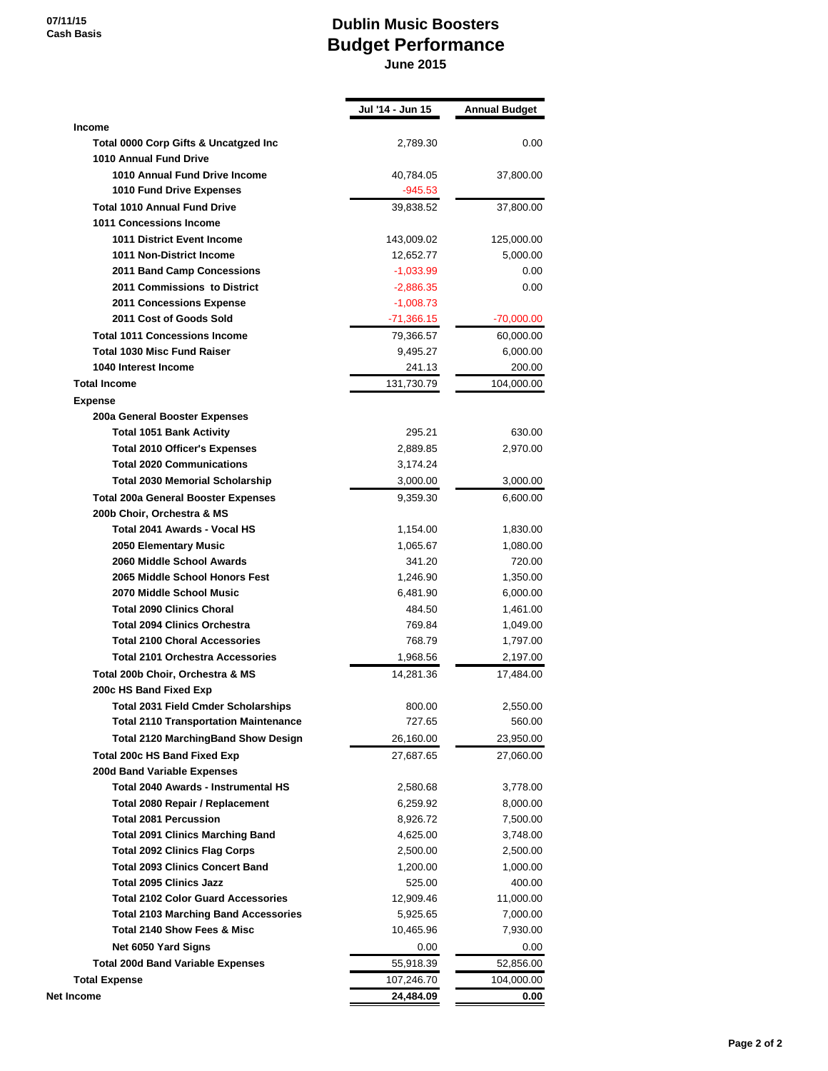07/11/15
Cash Basis

# Dublin Music Boosters
## Budget Performance
### June 2015

| | Jul '14 - Jun 15 | Annual Budget |
|---|---|---|
| **Income** | | |
| **Total 0000 Corp Gifts & Uncatgzed Inc** | 2,789.30 | 0.00 |
| **1010 Annual Fund Drive** | | |
| **1010 Annual Fund Drive Income** | 40,784.05 | 37,800.00 |
| **1010 Fund Drive Expenses** | -945.53 | |
| **Total 1010 Annual Fund Drive** | 39,838.52 | 37,800.00 |
| **1011 Concessions Income** | | |
| **1011 District Event Income** | 143,009.02 | 125,000.00 |
| **1011 Non-District Income** | 12,652.77 | 5,000.00 |
| **2011 Band Camp Concessions** | -1,033.99 | 0.00 |
| **2011 Commissions to District** | -2,886.35 | 0.00 |
| **2011 Concessions Expense** | -1,008.73 | |
| **2011 Cost of Goods Sold** | -71,366.15 | -70,000.00 |
| **Total 1011 Concessions Income** | 79,366.57 | 60,000.00 |
| **Total 1030 Misc Fund Raiser** | 9,495.27 | 6,000.00 |
| **1040 Interest Income** | 241.13 | 200.00 |
| **Total Income** | 131,730.79 | 104,000.00 |
| **Expense** | | |
| **200a General Booster Expenses** | | |
| **Total 1051 Bank Activity** | 295.21 | 630.00 |
| **Total 2010 Officer's Expenses** | 2,889.85 | 2,970.00 |
| **Total 2020 Communications** | 3,174.24 | |
| **Total 2030 Memorial Scholarship** | 3,000.00 | 3,000.00 |
| **Total 200a General Booster Expenses** | 9,359.30 | 6,600.00 |
| **200b Choir, Orchestra & MS** | | |
| **Total 2041 Awards - Vocal HS** | 1,154.00 | 1,830.00 |
| **2050 Elementary Music** | 1,065.67 | 1,080.00 |
| **2060 Middle School Awards** | 341.20 | 720.00 |
| **2065 Middle School Honors Fest** | 1,246.90 | 1,350.00 |
| **2070 Middle School Music** | 6,481.90 | 6,000.00 |
| **Total 2090 Clinics Choral** | 484.50 | 1,461.00 |
| **Total 2094 Clinics Orchestra** | 769.84 | 1,049.00 |
| **Total 2100 Choral Accessories** | 768.79 | 1,797.00 |
| **Total 2101 Orchestra Accessories** | 1,968.56 | 2,197.00 |
| **Total 200b Choir, Orchestra & MS** | 14,281.36 | 17,484.00 |
| **200c HS Band Fixed Exp** | | |
| **Total 2031 Field Cmder Scholarships** | 800.00 | 2,550.00 |
| **Total 2110 Transportation Maintenance** | 727.65 | 560.00 |
| **Total 2120 MarchingBand Show Design** | 26,160.00 | 23,950.00 |
| **Total 200c HS Band Fixed Exp** | 27,687.65 | 27,060.00 |
| **200d Band Variable Expenses** | | |
| **Total 2040 Awards - Instrumental HS** | 2,580.68 | 3,778.00 |
| **Total 2080 Repair / Replacement** | 6,259.92 | 8,000.00 |
| **Total 2081 Percussion** | 8,926.72 | 7,500.00 |
| **Total 2091 Clinics Marching Band** | 4,625.00 | 3,748.00 |
| **Total 2092 Clinics Flag Corps** | 2,500.00 | 2,500.00 |
| **Total 2093 Clinics Concert Band** | 1,200.00 | 1,000.00 |
| **Total 2095 Clinics Jazz** | 525.00 | 400.00 |
| **Total 2102 Color Guard Accessories** | 12,909.46 | 11,000.00 |
| **Total 2103 Marching Band Accessories** | 5,925.65 | 7,000.00 |
| **Total 2140 Show Fees & Misc** | 10,465.96 | 7,930.00 |
| **Net 6050 Yard Signs** | 0.00 | 0.00 |
| **Total 200d Band Variable Expenses** | 55,918.39 | 52,856.00 |
| **Total Expense** | 107,246.70 | 104,000.00 |
| **Net Income** | **24,484.09** | **0.00** |